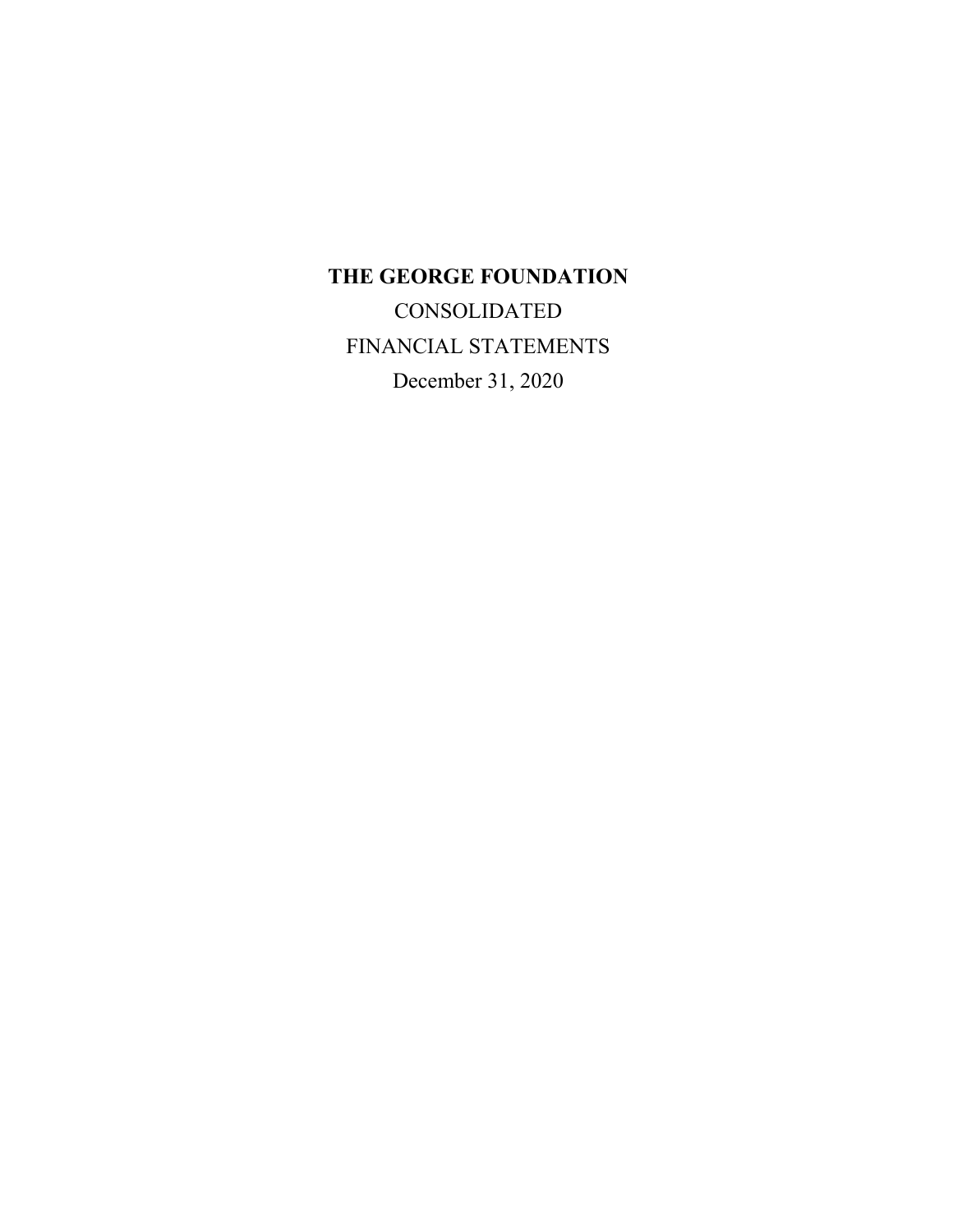**THE GEORGE FOUNDATION**

CONSOLIDATED

FINANCIAL STATEMENTS

December 31, 2020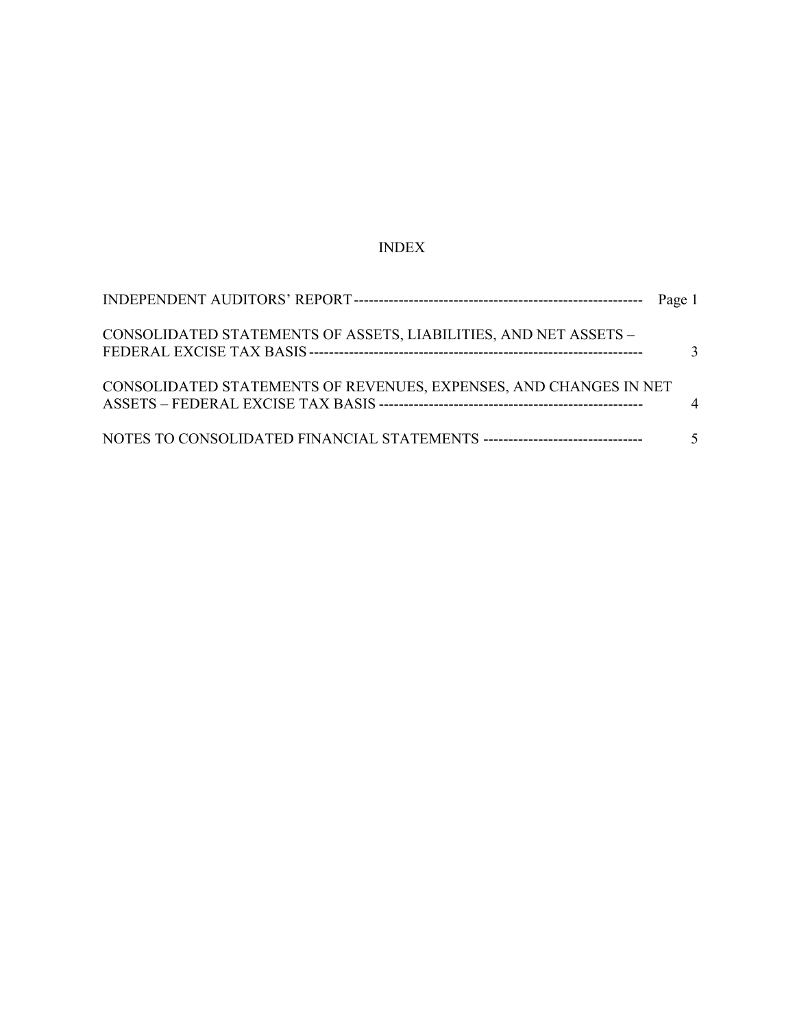# INDEX

| | |
|---|---|
| INDEPENDENT AUDITORS' REPORT | Page 1 |
| CONSOLIDATED STATEMENTS OF ASSETS, LIABILITIES, AND NET ASSETS – FEDERAL EXCISE TAX BASIS | 3 |
| CONSOLIDATED STATEMENTS OF REVENUES, EXPENSES, AND CHANGES IN NET ASSETS – FEDERAL EXCISE TAX BASIS | 4 |
| NOTES TO CONSOLIDATED FINANCIAL STATEMENTS | 5 |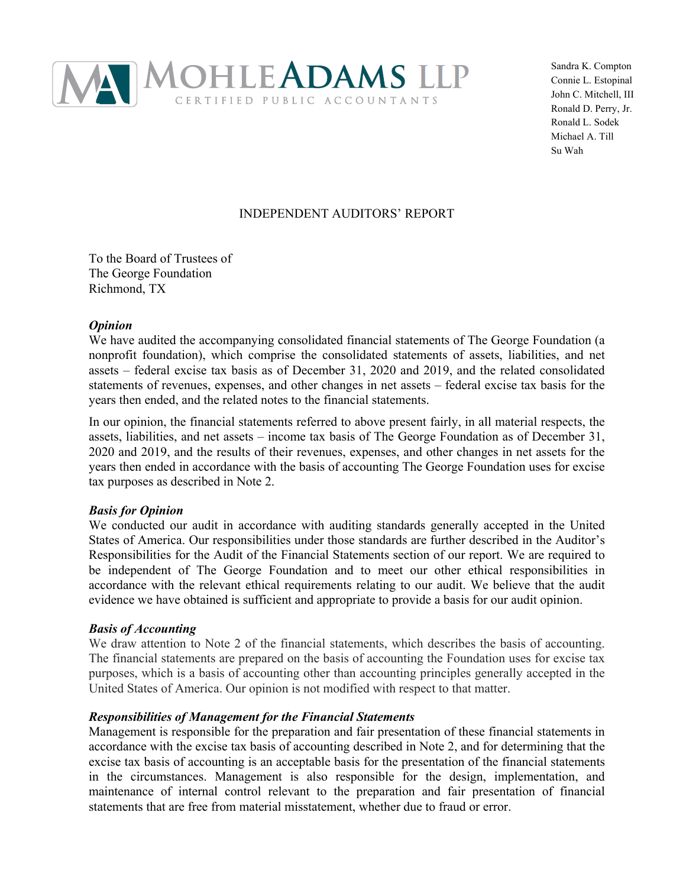MOHLE ADAMS LLP
CERTIFIED PUBLIC ACCOUNTANTS

Sandra K. Compton
Connie L. Estopinal
John C. Mitchell, III
Ronald D. Perry, Jr.
Ronald L. Sodek
Michael A. Till
Su Wah

# INDEPENDENT AUDITORS' REPORT

To the Board of Trustees of
The George Foundation
Richmond, TX

### *Opinion*

We have audited the accompanying consolidated financial statements of The George Foundation (a nonprofit foundation), which comprise the consolidated statements of assets, liabilities, and net assets – federal excise tax basis as of December 31, 2020 and 2019, and the related consolidated statements of revenues, expenses, and other changes in net assets – federal excise tax basis for the years then ended, and the related notes to the financial statements.

In our opinion, the financial statements referred to above present fairly, in all material respects, the assets, liabilities, and net assets – income tax basis of The George Foundation as of December 31, 2020 and 2019, and the results of their revenues, expenses, and other changes in net assets for the years then ended in accordance with the basis of accounting The George Foundation uses for excise tax purposes as described in Note 2.

### *Basis for Opinion*

We conducted our audit in accordance with auditing standards generally accepted in the United States of America. Our responsibilities under those standards are further described in the Auditor's Responsibilities for the Audit of the Financial Statements section of our report. We are required to be independent of The George Foundation and to meet our other ethical responsibilities in accordance with the relevant ethical requirements relating to our audit. We believe that the audit evidence we have obtained is sufficient and appropriate to provide a basis for our audit opinion.

### *Basis of Accounting*

We draw attention to Note 2 of the financial statements, which describes the basis of accounting. The financial statements are prepared on the basis of accounting the Foundation uses for excise tax purposes, which is a basis of accounting other than accounting principles generally accepted in the United States of America. Our opinion is not modified with respect to that matter.

### *Responsibilities of Management for the Financial Statements*

Management is responsible for the preparation and fair presentation of these financial statements in accordance with the excise tax basis of accounting described in Note 2, and for determining that the excise tax basis of accounting is an acceptable basis for the presentation of the financial statements in the circumstances. Management is also responsible for the design, implementation, and maintenance of internal control relevant to the preparation and fair presentation of financial statements that are free from material misstatement, whether due to fraud or error.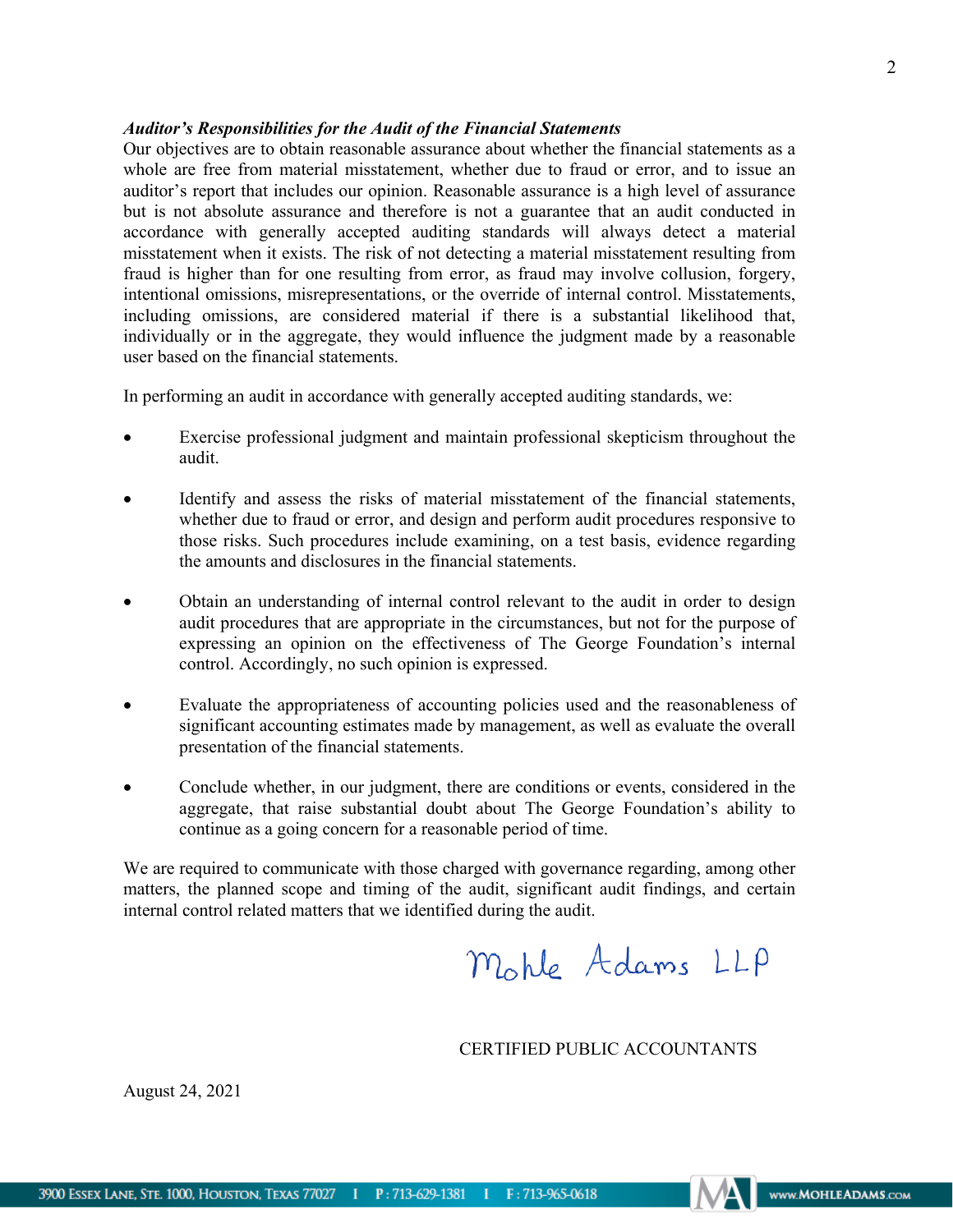***Auditor's Responsibilities for the Audit of the Financial Statements***

Our objectives are to obtain reasonable assurance about whether the financial statements as a whole are free from material misstatement, whether due to fraud or error, and to issue an auditor's report that includes our opinion. Reasonable assurance is a high level of assurance but is not absolute assurance and therefore is not a guarantee that an audit conducted in accordance with generally accepted auditing standards will always detect a material misstatement when it exists. The risk of not detecting a material misstatement resulting from fraud is higher than for one resulting from error, as fraud may involve collusion, forgery, intentional omissions, misrepresentations, or the override of internal control. Misstatements, including omissions, are considered material if there is a substantial likelihood that, individually or in the aggregate, they would influence the judgment made by a reasonable user based on the financial statements.

In performing an audit in accordance with generally accepted auditing standards, we:

- Exercise professional judgment and maintain professional skepticism throughout the audit.
- Identify and assess the risks of material misstatement of the financial statements, whether due to fraud or error, and design and perform audit procedures responsive to those risks. Such procedures include examining, on a test basis, evidence regarding the amounts and disclosures in the financial statements.
- Obtain an understanding of internal control relevant to the audit in order to design audit procedures that are appropriate in the circumstances, but not for the purpose of expressing an opinion on the effectiveness of The George Foundation's internal control. Accordingly, no such opinion is expressed.
- Evaluate the appropriateness of accounting policies used and the reasonableness of significant accounting estimates made by management, as well as evaluate the overall presentation of the financial statements.
- Conclude whether, in our judgment, there are conditions or events, considered in the aggregate, that raise substantial doubt about The George Foundation's ability to continue as a going concern for a reasonable period of time.

We are required to communicate with those charged with governance regarding, among other matters, the planned scope and timing of the audit, significant audit findings, and certain internal control related matters that we identified during the audit.

Mohle Adams LLP

CERTIFIED PUBLIC ACCOUNTANTS

August 24, 2021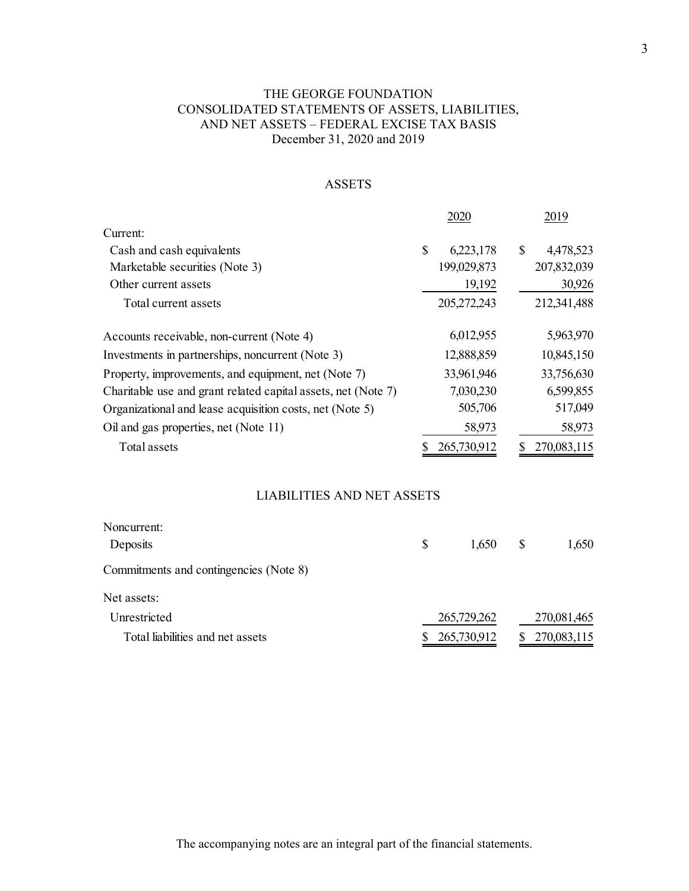# THE GEORGE FOUNDATION
## CONSOLIDATED STATEMENTS OF ASSETS, LIABILITIES, AND NET ASSETS – FEDERAL EXCISE TAX BASIS
### December 31, 2020 and 2019

### ASSETS

| | 2020 | 2019 |
|---|---|---|
| Current: | | |
| Cash and cash equivalents | $ 6,223,178 | $ 4,478,523 |
| Marketable securities (Note 3) | 199,029,873 | 207,832,039 |
| Other current assets | 19,192 | 30,926 |
| Total current assets | 205,272,243 | 212,341,488 |
| Accounts receivable, non-current (Note 4) | 6,012,955 | 5,963,970 |
| Investments in partnerships, noncurrent (Note 3) | 12,888,859 | 10,845,150 |
| Property, improvements, and equipment, net (Note 7) | 33,961,946 | 33,756,630 |
| Charitable use and grant related capital assets, net (Note 7) | 7,030,230 | 6,599,855 |
| Organizational and lease acquisition costs, net (Note 5) | 505,706 | 517,049 |
| Oil and gas properties, net (Note 11) | 58,973 | 58,973 |
| Total assets | $ 265,730,912 | $ 270,083,115 |

### LIABILITIES AND NET ASSETS

| | 2020 | 2019 |
|---|---|---|
| Noncurrent: | | |
| Deposits | $ 1,650 | $ 1,650 |
| Commitments and contingencies (Note 8) | | |
| Net assets: | | |
| Unrestricted | 265,729,262 | 270,081,465 |
| Total liabilities and net assets | $ 265,730,912 | $ 270,083,115 |

The accompanying notes are an integral part of the financial statements.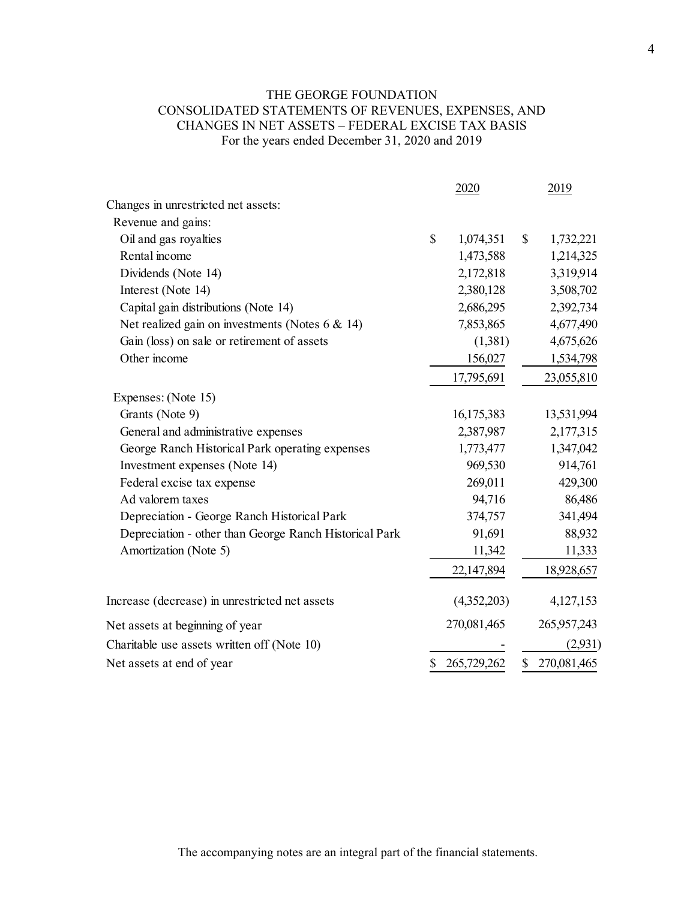# THE GEORGE FOUNDATION

## CONSOLIDATED STATEMENTS OF REVENUES, EXPENSES, AND CHANGES IN NET ASSETS – FEDERAL EXCISE TAX BASIS

For the years ended December 31, 2020 and 2019

| | 2020 | 2019 |
|---|---|---|
| Changes in unrestricted net assets: | | |
| Revenue and gains: | | |
| Oil and gas royalties | $ 1,074,351 | $ 1,732,221 |
| Rental income | 1,473,588 | 1,214,325 |
| Dividends (Note 14) | 2,172,818 | 3,319,914 |
| Interest (Note 14) | 2,380,128 | 3,508,702 |
| Capital gain distributions (Note 14) | 2,686,295 | 2,392,734 |
| Net realized gain on investments (Notes 6 & 14) | 7,853,865 | 4,677,490 |
| Gain (loss) on sale or retirement of assets | (1,381) | 4,675,626 |
| Other income | 156,027 | 1,534,798 |
| | 17,795,691 | 23,055,810 |
| Expenses: (Note 15) | | |
| Grants (Note 9) | 16,175,383 | 13,531,994 |
| General and administrative expenses | 2,387,987 | 2,177,315 |
| George Ranch Historical Park operating expenses | 1,773,477 | 1,347,042 |
| Investment expenses (Note 14) | 969,530 | 914,761 |
| Federal excise tax expense | 269,011 | 429,300 |
| Ad valorem taxes | 94,716 | 86,486 |
| Depreciation - George Ranch Historical Park | 374,757 | 341,494 |
| Depreciation - other than George Ranch Historical Park | 91,691 | 88,932 |
| Amortization (Note 5) | 11,342 | 11,333 |
| | 22,147,894 | 18,928,657 |
| Increase (decrease) in unrestricted net assets | (4,352,203) | 4,127,153 |
| Net assets at beginning of year | 270,081,465 | 265,957,243 |
| Charitable use assets written off (Note 10) | - | (2,931) |
| Net assets at end of year | $ 265,729,262 | $ 270,081,465 |

The accompanying notes are an integral part of the financial statements.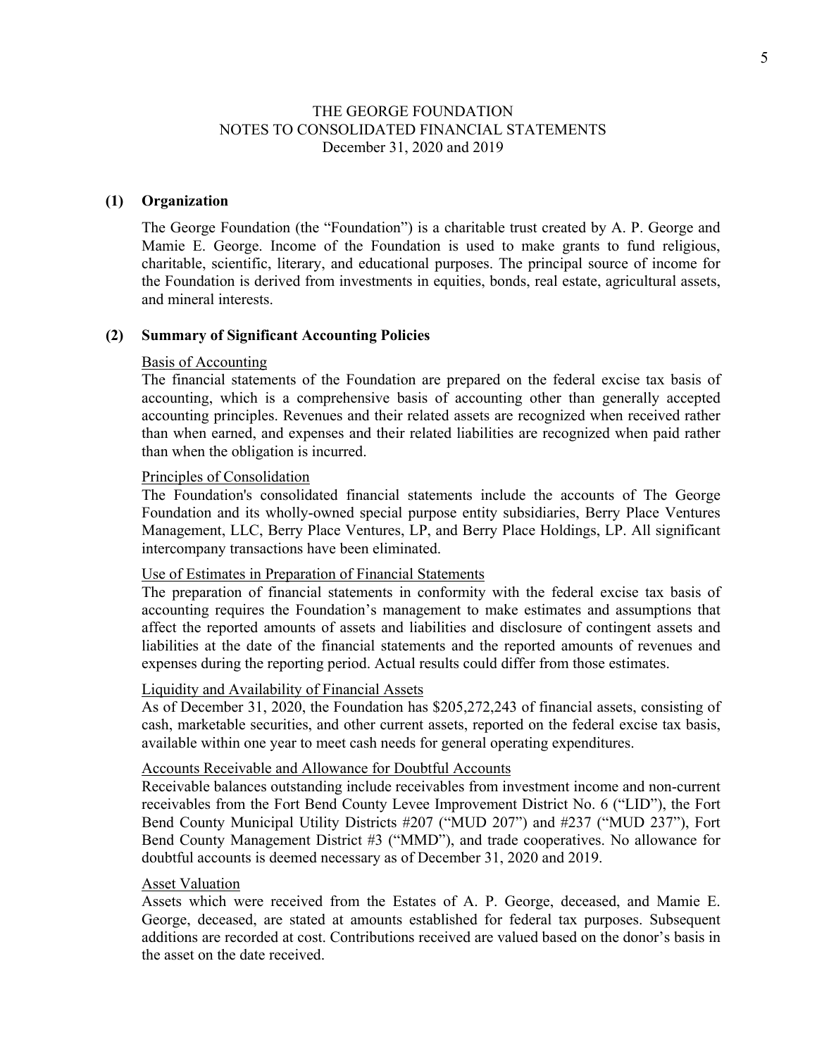# THE GEORGE FOUNDATION
## NOTES TO CONSOLIDATED FINANCIAL STATEMENTS
### December 31, 2020 and 2019

## (1) Organization

The George Foundation (the "Foundation") is a charitable trust created by A. P. George and Mamie E. George. Income of the Foundation is used to make grants to fund religious, charitable, scientific, literary, and educational purposes. The principal source of income for the Foundation is derived from investments in equities, bonds, real estate, agricultural assets, and mineral interests.

## (2) Summary of Significant Accounting Policies

### Basis of Accounting

The financial statements of the Foundation are prepared on the federal excise tax basis of accounting, which is a comprehensive basis of accounting other than generally accepted accounting principles. Revenues and their related assets are recognized when received rather than when earned, and expenses and their related liabilities are recognized when paid rather than when the obligation is incurred.

### Principles of Consolidation

The Foundation's consolidated financial statements include the accounts of The George Foundation and its wholly-owned special purpose entity subsidiaries, Berry Place Ventures Management, LLC, Berry Place Ventures, LP, and Berry Place Holdings, LP. All significant intercompany transactions have been eliminated.

### Use of Estimates in Preparation of Financial Statements

The preparation of financial statements in conformity with the federal excise tax basis of accounting requires the Foundation's management to make estimates and assumptions that affect the reported amounts of assets and liabilities and disclosure of contingent assets and liabilities at the date of the financial statements and the reported amounts of revenues and expenses during the reporting period. Actual results could differ from those estimates.

### Liquidity and Availability of Financial Assets

As of December 31, 2020, the Foundation has $205,272,243 of financial assets, consisting of cash, marketable securities, and other current assets, reported on the federal excise tax basis, available within one year to meet cash needs for general operating expenditures.

### Accounts Receivable and Allowance for Doubtful Accounts

Receivable balances outstanding include receivables from investment income and non-current receivables from the Fort Bend County Levee Improvement District No. 6 ("LID"), the Fort Bend County Municipal Utility Districts #207 ("MUD 207") and #237 ("MUD 237"), Fort Bend County Management District #3 ("MMD"), and trade cooperatives. No allowance for doubtful accounts is deemed necessary as of December 31, 2020 and 2019.

### Asset Valuation

Assets which were received from the Estates of A. P. George, deceased, and Mamie E. George, deceased, are stated at amounts established for federal tax purposes. Subsequent additions are recorded at cost. Contributions received are valued based on the donor's basis in the asset on the date received.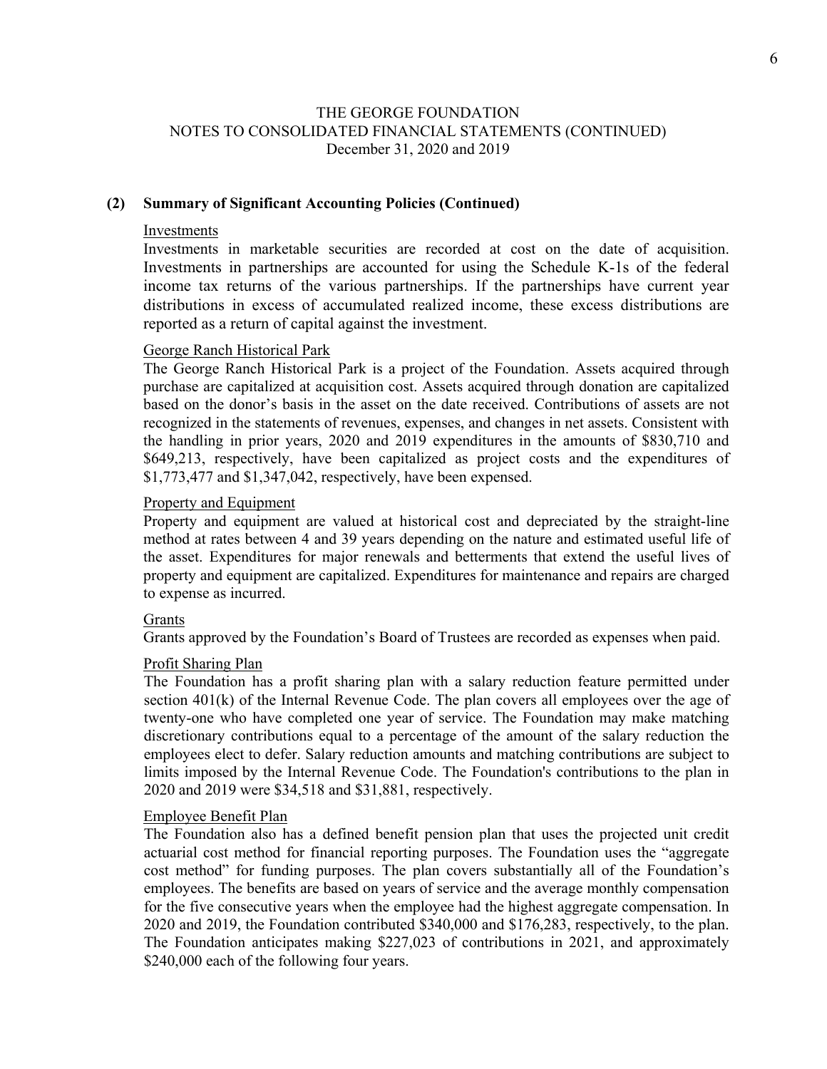THE GEORGE FOUNDATION
NOTES TO CONSOLIDATED FINANCIAL STATEMENTS (CONTINUED)
December 31, 2020 and 2019

## (2) Summary of Significant Accounting Policies (Continued)

### Investments

Investments in marketable securities are recorded at cost on the date of acquisition. Investments in partnerships are accounted for using the Schedule K-1s of the federal income tax returns of the various partnerships. If the partnerships have current year distributions in excess of accumulated realized income, these excess distributions are reported as a return of capital against the investment.

### George Ranch Historical Park

The George Ranch Historical Park is a project of the Foundation. Assets acquired through purchase are capitalized at acquisition cost. Assets acquired through donation are capitalized based on the donor's basis in the asset on the date received. Contributions of assets are not recognized in the statements of revenues, expenses, and changes in net assets. Consistent with the handling in prior years, 2020 and 2019 expenditures in the amounts of $830,710 and $649,213, respectively, have been capitalized as project costs and the expenditures of $1,773,477 and $1,347,042, respectively, have been expensed.

### Property and Equipment

Property and equipment are valued at historical cost and depreciated by the straight-line method at rates between 4 and 39 years depending on the nature and estimated useful life of the asset. Expenditures for major renewals and betterments that extend the useful lives of property and equipment are capitalized. Expenditures for maintenance and repairs are charged to expense as incurred.

### Grants

Grants approved by the Foundation's Board of Trustees are recorded as expenses when paid.

### Profit Sharing Plan

The Foundation has a profit sharing plan with a salary reduction feature permitted under section 401(k) of the Internal Revenue Code. The plan covers all employees over the age of twenty-one who have completed one year of service. The Foundation may make matching discretionary contributions equal to a percentage of the amount of the salary reduction the employees elect to defer. Salary reduction amounts and matching contributions are subject to limits imposed by the Internal Revenue Code. The Foundation's contributions to the plan in 2020 and 2019 were $34,518 and $31,881, respectively.

### Employee Benefit Plan

The Foundation also has a defined benefit pension plan that uses the projected unit credit actuarial cost method for financial reporting purposes. The Foundation uses the "aggregate cost method" for funding purposes. The plan covers substantially all of the Foundation's employees. The benefits are based on years of service and the average monthly compensation for the five consecutive years when the employee had the highest aggregate compensation. In 2020 and 2019, the Foundation contributed $340,000 and $176,283, respectively, to the plan. The Foundation anticipates making $227,023 of contributions in 2021, and approximately $240,000 each of the following four years.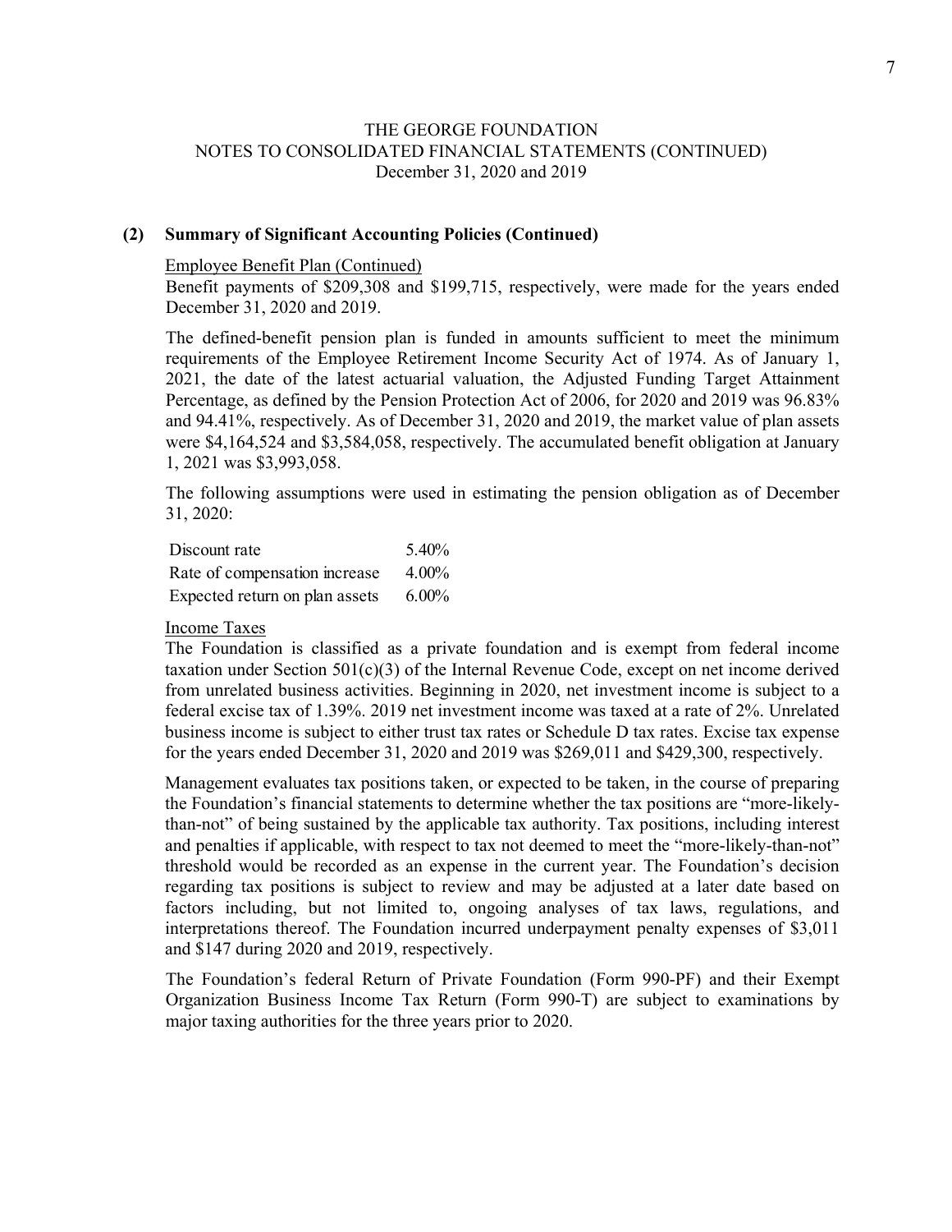THE GEORGE FOUNDATION
NOTES TO CONSOLIDATED FINANCIAL STATEMENTS (CONTINUED)
December 31, 2020 and 2019

**(2) Summary of Significant Accounting Policies (Continued)**

Employee Benefit Plan (Continued)

Benefit payments of $209,308 and $199,715, respectively, were made for the years ended December 31, 2020 and 2019.

The defined-benefit pension plan is funded in amounts sufficient to meet the minimum requirements of the Employee Retirement Income Security Act of 1974. As of January 1, 2021, the date of the latest actuarial valuation, the Adjusted Funding Target Attainment Percentage, as defined by the Pension Protection Act of 2006, for 2020 and 2019 was 96.83% and 94.41%, respectively. As of December 31, 2020 and 2019, the market value of plan assets were $4,164,524 and $3,584,058, respectively. The accumulated benefit obligation at January 1, 2021 was $3,993,058.

The following assumptions were used in estimating the pension obligation as of December 31, 2020:

| | |
|---|---|
| Discount rate | 5.40% |
| Rate of compensation increase | 4.00% |
| Expected return on plan assets | 6.00% |

Income Taxes

The Foundation is classified as a private foundation and is exempt from federal income taxation under Section 501(c)(3) of the Internal Revenue Code, except on net income derived from unrelated business activities. Beginning in 2020, net investment income is subject to a federal excise tax of 1.39%. 2019 net investment income was taxed at a rate of 2%. Unrelated business income is subject to either trust tax rates or Schedule D tax rates. Excise tax expense for the years ended December 31, 2020 and 2019 was $269,011 and $429,300, respectively.

Management evaluates tax positions taken, or expected to be taken, in the course of preparing the Foundation's financial statements to determine whether the tax positions are "more-likely-than-not" of being sustained by the applicable tax authority. Tax positions, including interest and penalties if applicable, with respect to tax not deemed to meet the "more-likely-than-not" threshold would be recorded as an expense in the current year. The Foundation's decision regarding tax positions is subject to review and may be adjusted at a later date based on factors including, but not limited to, ongoing analyses of tax laws, regulations, and interpretations thereof. The Foundation incurred underpayment penalty expenses of $3,011 and $147 during 2020 and 2019, respectively.

The Foundation's federal Return of Private Foundation (Form 990-PF) and their Exempt Organization Business Income Tax Return (Form 990-T) are subject to examinations by major taxing authorities for the three years prior to 2020.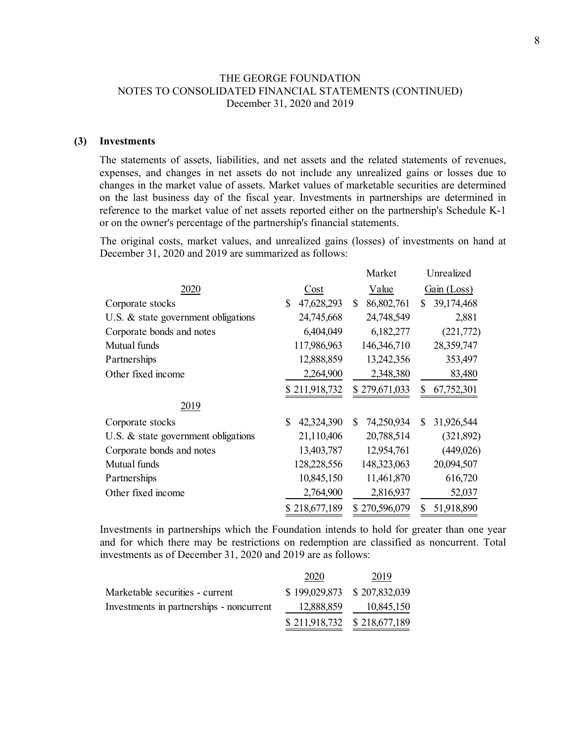THE GEORGE FOUNDATION
NOTES TO CONSOLIDATED FINANCIAL STATEMENTS (CONTINUED)
December 31, 2020 and 2019

### (3) Investments

The statements of assets, liabilities, and net assets and the related statements of revenues, expenses, and changes in net assets do not include any unrealized gains or losses due to changes in the market value of assets. Market values of marketable securities are determined on the last business day of the fiscal year. Investments in partnerships are determined in reference to the market value of net assets reported either on the partnership's Schedule K-1 or on the owner's percentage of the partnership's financial statements.

The original costs, market values, and unrealized gains (losses) of investments on hand at December 31, 2020 and 2019 are summarized as follows:

| 2020 | Cost | Market Value | Unrealized Gain (Loss) |
|---|---|---|---|
| Corporate stocks | $ 47,628,293 | $ 86,802,761 | $ 39,174,468 |
| U.S. & state government obligations | 24,745,668 | 24,748,549 | 2,881 |
| Corporate bonds and notes | 6,404,049 | 6,182,277 | (221,772) |
| Mutual funds | 117,986,963 | 146,346,710 | 28,359,747 |
| Partnerships | 12,888,859 | 13,242,356 | 353,497 |
| Other fixed income | 2,264,900 | 2,348,380 | 83,480 |
| | $ 211,918,732 | $ 279,671,033 | $ 67,752,301 |
| **2019** | | | |
| Corporate stocks | $ 42,324,390 | $ 74,250,934 | $ 31,926,544 |
| U.S. & state government obligations | 21,110,406 | 20,788,514 | (321,892) |
| Corporate bonds and notes | 13,403,787 | 12,954,761 | (449,026) |
| Mutual funds | 128,228,556 | 148,323,063 | 20,094,507 |
| Partnerships | 10,845,150 | 11,461,870 | 616,720 |
| Other fixed income | 2,764,900 | 2,816,937 | 52,037 |
| | $ 218,677,189 | $ 270,596,079 | $ 51,918,890 |

Investments in partnerships which the Foundation intends to hold for greater than one year and for which there may be restrictions on redemption are classified as noncurrent. Total investments as of December 31, 2020 and 2019 are as follows:

| | 2020 | 2019 |
|---|---|---|
| Marketable securities - current | $ 199,029,873 | $ 207,832,039 |
| Investments in partnerships - noncurrent | 12,888,859 | 10,845,150 |
| | $ 211,918,732 | $ 218,677,189 |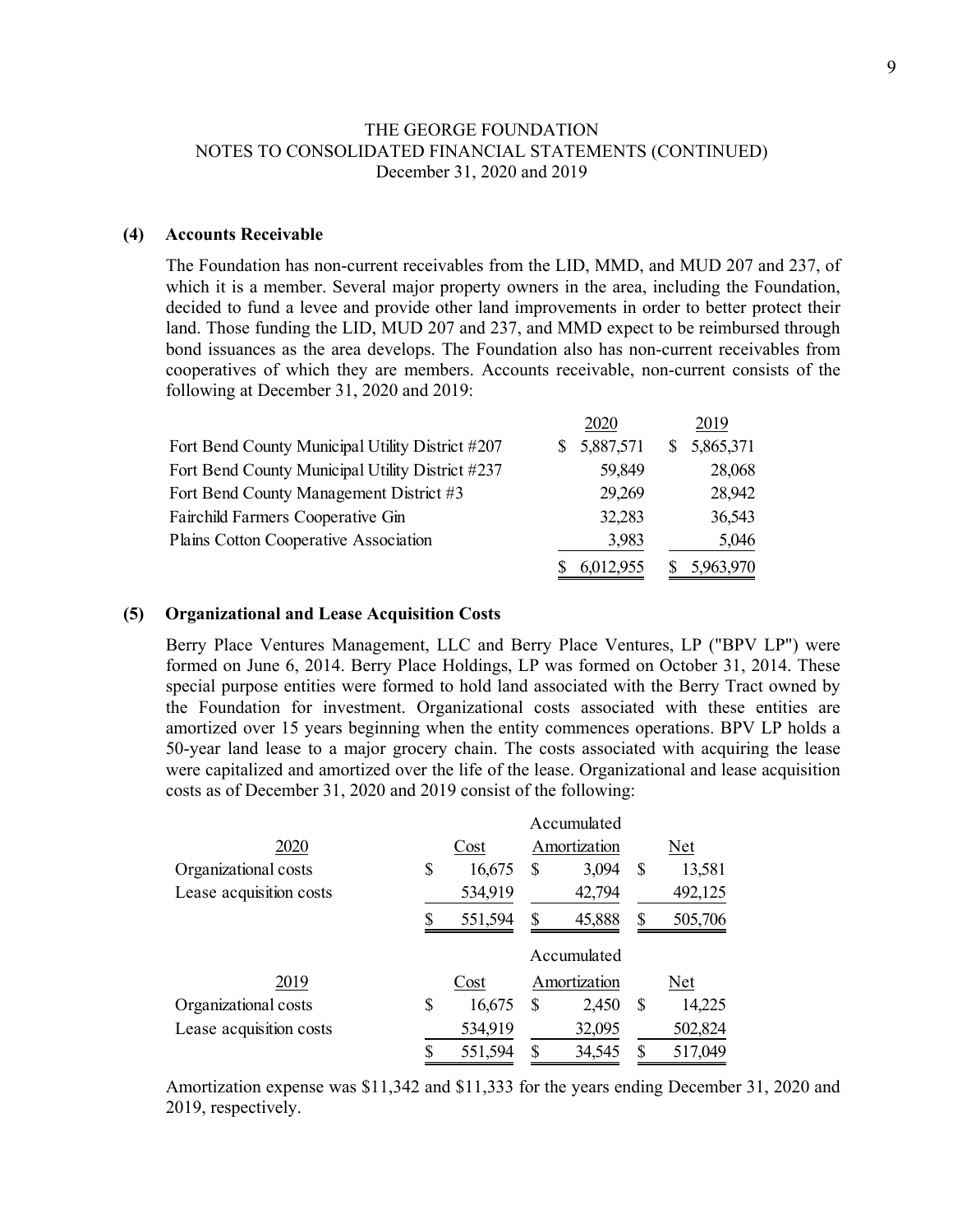THE GEORGE FOUNDATION
NOTES TO CONSOLIDATED FINANCIAL STATEMENTS (CONTINUED)
December 31, 2020 and 2019

### (4) Accounts Receivable

The Foundation has non-current receivables from the LID, MMD, and MUD 207 and 237, of which it is a member. Several major property owners in the area, including the Foundation, decided to fund a levee and provide other land improvements in order to better protect their land. Those funding the LID, MUD 207 and 237, and MMD expect to be reimbursed through bond issuances as the area develops. The Foundation also has non-current receivables from cooperatives of which they are members. Accounts receivable, non-current consists of the following at December 31, 2020 and 2019:

| | 2020 | 2019 |
|---|---|---|
| Fort Bend County Municipal Utility District #207 | $ 5,887,571 | $ 5,865,371 |
| Fort Bend County Municipal Utility District #237 | 59,849 | 28,068 |
| Fort Bend County Management District #3 | 29,269 | 28,942 |
| Fairchild Farmers Cooperative Gin | 32,283 | 36,543 |
| Plains Cotton Cooperative Association | 3,983 | 5,046 |
| | $ 6,012,955 | $ 5,963,970 |

### (5) Organizational and Lease Acquisition Costs

Berry Place Ventures Management, LLC and Berry Place Ventures, LP ("BPV LP") were formed on June 6, 2014. Berry Place Holdings, LP was formed on October 31, 2014. These special purpose entities were formed to hold land associated with the Berry Tract owned by the Foundation for investment. Organizational costs associated with these entities are amortized over 15 years beginning when the entity commences operations. BPV LP holds a 50-year land lease to a major grocery chain. The costs associated with acquiring the lease were capitalized and amortized over the life of the lease. Organizational and lease acquisition costs as of December 31, 2020 and 2019 consist of the following:

| 2020 | Cost | Accumulated Amortization | Net |
|---|---|---|---|
| Organizational costs | $ 16,675 | $ 3,094 | $ 13,581 |
| Lease acquisition costs | 534,919 | 42,794 | 492,125 |
| | $ 551,594 | $ 45,888 | $ 505,706 |

| 2019 | Cost | Accumulated Amortization | Net |
|---|---|---|---|
| Organizational costs | $ 16,675 | $ 2,450 | $ 14,225 |
| Lease acquisition costs | 534,919 | 32,095 | 502,824 |
| | $ 551,594 | $ 34,545 | $ 517,049 |

Amortization expense was $11,342 and $11,333 for the years ending December 31, 2020 and 2019, respectively.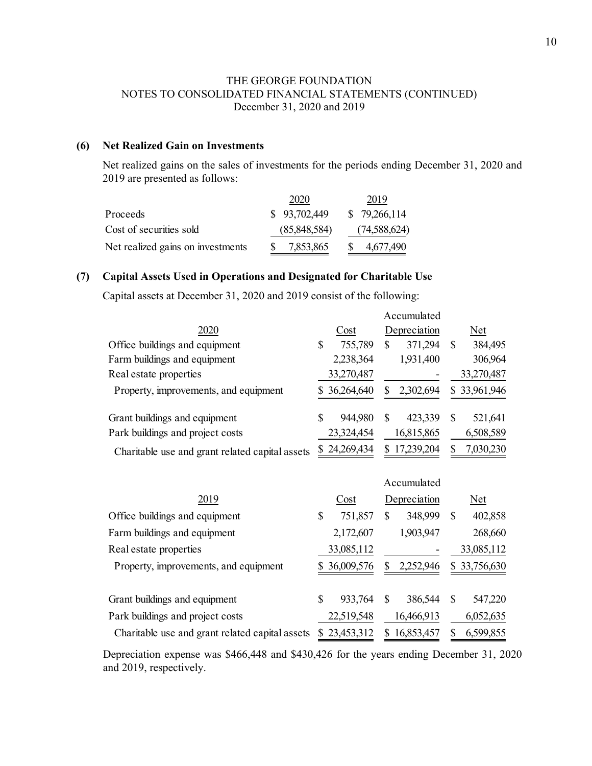THE GEORGE FOUNDATION
NOTES TO CONSOLIDATED FINANCIAL STATEMENTS (CONTINUED)
December 31, 2020 and 2019

## (6) Net Realized Gain on Investments

Net realized gains on the sales of investments for the periods ending December 31, 2020 and 2019 are presented as follows:

| | 2020 | 2019 |
|---|---|---|
| Proceeds | $ 93,702,449 | $ 79,266,114 |
| Cost of securities sold | (85,848,584) | (74,588,624) |
| Net realized gains on investments | $ 7,853,865 | $ 4,677,490 |

## (7) Capital Assets Used in Operations and Designated for Charitable Use

Capital assets at December 31, 2020 and 2019 consist of the following:

| 2020 | Cost | Accumulated Depreciation | Net |
|---|---|---|---|
| Office buildings and equipment | $ 755,789 | $ 371,294 | $ 384,495 |
| Farm buildings and equipment | 2,238,364 | 1,931,400 | 306,964 |
| Real estate properties | 33,270,487 | - | 33,270,487 |
| Property, improvements, and equipment | $ 36,264,640 | $ 2,302,694 | $ 33,961,946 |
| | | | |
| Grant buildings and equipment | $ 944,980 | $ 423,339 | $ 521,641 |
| Park buildings and project costs | 23,324,454 | 16,815,865 | 6,508,589 |
| Charitable use and grant related capital assets | $ 24,269,434 | $ 17,239,204 | $ 7,030,230 |

| 2019 | Cost | Accumulated Depreciation | Net |
|---|---|---|---|
| Office buildings and equipment | $ 751,857 | $ 348,999 | $ 402,858 |
| Farm buildings and equipment | 2,172,607 | 1,903,947 | 268,660 |
| Real estate properties | 33,085,112 | - | 33,085,112 |
| Property, improvements, and equipment | $ 36,009,576 | $ 2,252,946 | $ 33,756,630 |
| | | | |
| Grant buildings and equipment | $ 933,764 | $ 386,544 | $ 547,220 |
| Park buildings and project costs | 22,519,548 | 16,466,913 | 6,052,635 |
| Charitable use and grant related capital assets | $ 23,453,312 | $ 16,853,457 | $ 6,599,855 |

Depreciation expense was $466,448 and $430,426 for the years ending December 31, 2020 and 2019, respectively.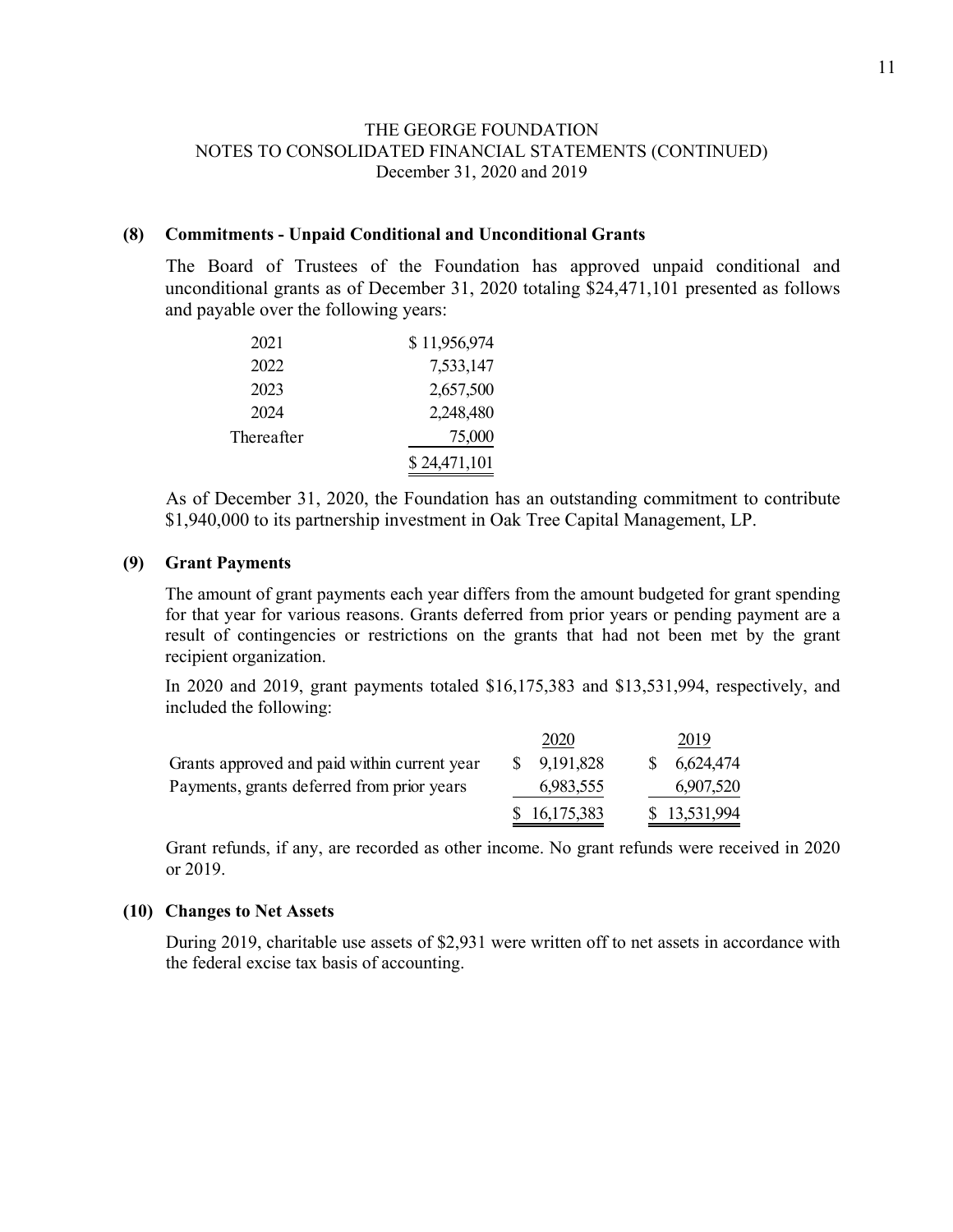THE GEORGE FOUNDATION
NOTES TO CONSOLIDATED FINANCIAL STATEMENTS (CONTINUED)
December 31, 2020 and 2019

## (8) Commitments - Unpaid Conditional and Unconditional Grants

The Board of Trustees of the Foundation has approved unpaid conditional and unconditional grants as of December 31, 2020 totaling $24,471,101 presented as follows and payable over the following years:

| | |
|---|---|
| 2021 | $ 11,956,974 |
| 2022 | 7,533,147 |
| 2023 | 2,657,500 |
| 2024 | 2,248,480 |
| Thereafter | 75,000 |
| | $ 24,471,101 |

As of December 31, 2020, the Foundation has an outstanding commitment to contribute $1,940,000 to its partnership investment in Oak Tree Capital Management, LP.

## (9) Grant Payments

The amount of grant payments each year differs from the amount budgeted for grant spending for that year for various reasons. Grants deferred from prior years or pending payment are a result of contingencies or restrictions on the grants that had not been met by the grant recipient organization.

In 2020 and 2019, grant payments totaled $16,175,383 and $13,531,994, respectively, and included the following:

| | 2020 | 2019 |
|---|---|---|
| Grants approved and paid within current year | $ 9,191,828 | $ 6,624,474 |
| Payments, grants deferred from prior years | 6,983,555 | 6,907,520 |
| | $ 16,175,383 | $ 13,531,994 |

Grant refunds, if any, are recorded as other income. No grant refunds were received in 2020 or 2019.

## (10) Changes to Net Assets

During 2019, charitable use assets of $2,931 were written off to net assets in accordance with the federal excise tax basis of accounting.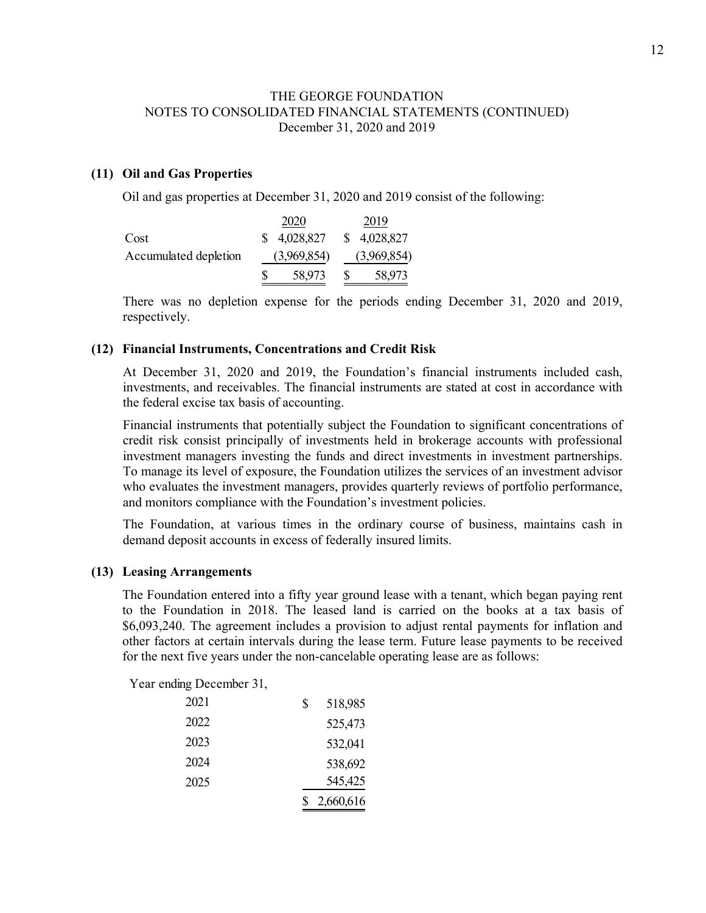THE GEORGE FOUNDATION
NOTES TO CONSOLIDATED FINANCIAL STATEMENTS (CONTINUED)
December 31, 2020 and 2019

## (11) Oil and Gas Properties

Oil and gas properties at December 31, 2020 and 2019 consist of the following:

| | 2020 | 2019 |
|---|---|---|
| Cost | $ 4,028,827 | $ 4,028,827 |
| Accumulated depletion | (3,969,854) | (3,969,854) |
| | $ 58,973 | $ 58,973 |

There was no depletion expense for the periods ending December 31, 2020 and 2019, respectively.

## (12) Financial Instruments, Concentrations and Credit Risk

At December 31, 2020 and 2019, the Foundation's financial instruments included cash, investments, and receivables. The financial instruments are stated at cost in accordance with the federal excise tax basis of accounting.

Financial instruments that potentially subject the Foundation to significant concentrations of credit risk consist principally of investments held in brokerage accounts with professional investment managers investing the funds and direct investments in investment partnerships. To manage its level of exposure, the Foundation utilizes the services of an investment advisor who evaluates the investment managers, provides quarterly reviews of portfolio performance, and monitors compliance with the Foundation's investment policies.

The Foundation, at various times in the ordinary course of business, maintains cash in demand deposit accounts in excess of federally insured limits.

## (13) Leasing Arrangements

The Foundation entered into a fifty year ground lease with a tenant, which began paying rent to the Foundation in 2018. The leased land is carried on the books at a tax basis of $6,093,240. The agreement includes a provision to adjust rental payments for inflation and other factors at certain intervals during the lease term. Future lease payments to be received for the next five years under the non-cancelable operating lease are as follows:

| Year ending December 31, | |
|---|---|
| 2021 | $ 518,985 |
| 2022 | 525,473 |
| 2023 | 532,041 |
| 2024 | 538,692 |
| 2025 | 545,425 |
| | $ 2,660,616 |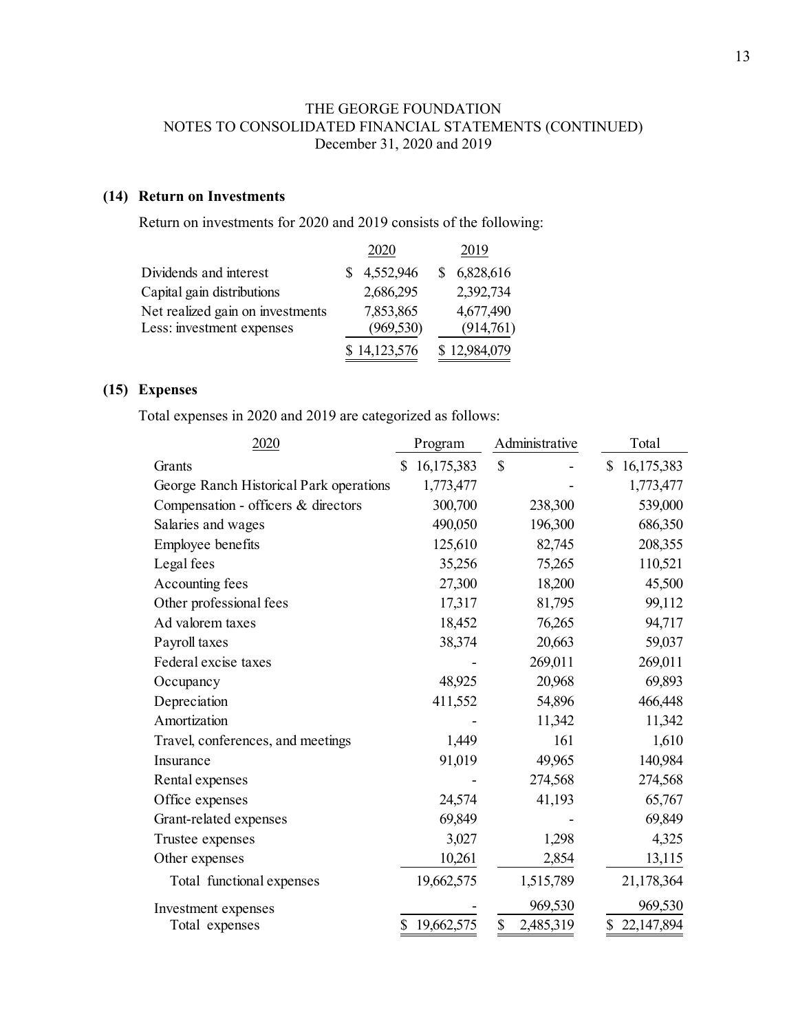THE GEORGE FOUNDATION
NOTES TO CONSOLIDATED FINANCIAL STATEMENTS (CONTINUED)
December 31, 2020 and 2019

### (14) Return on Investments

Return on investments for 2020 and 2019 consists of the following:

| | 2020 | 2019 |
|---|---|---|
| Dividends and interest | $ 4,552,946 | $ 6,828,616 |
| Capital gain distributions | 2,686,295 | 2,392,734 |
| Net realized gain on investments | 7,853,865 | 4,677,490 |
| Less: investment expenses | (969,530) | (914,761) |
| | $ 14,123,576 | $ 12,984,079 |

### (15) Expenses

Total expenses in 2020 and 2019 are categorized as follows:

| 2020 | Program | Administrative | Total |
|---|---|---|---|
| Grants | $ 16,175,383 | $ - | $ 16,175,383 |
| George Ranch Historical Park operations | 1,773,477 | - | 1,773,477 |
| Compensation - officers & directors | 300,700 | 238,300 | 539,000 |
| Salaries and wages | 490,050 | 196,300 | 686,350 |
| Employee benefits | 125,610 | 82,745 | 208,355 |
| Legal fees | 35,256 | 75,265 | 110,521 |
| Accounting fees | 27,300 | 18,200 | 45,500 |
| Other professional fees | 17,317 | 81,795 | 99,112 |
| Ad valorem taxes | 18,452 | 76,265 | 94,717 |
| Payroll taxes | 38,374 | 20,663 | 59,037 |
| Federal excise taxes | - | 269,011 | 269,011 |
| Occupancy | 48,925 | 20,968 | 69,893 |
| Depreciation | 411,552 | 54,896 | 466,448 |
| Amortization | - | 11,342 | 11,342 |
| Travel, conferences, and meetings | 1,449 | 161 | 1,610 |
| Insurance | 91,019 | 49,965 | 140,984 |
| Rental expenses | - | 274,568 | 274,568 |
| Office expenses | 24,574 | 41,193 | 65,767 |
| Grant-related expenses | 69,849 | - | 69,849 |
| Trustee expenses | 3,027 | 1,298 | 4,325 |
| Other expenses | 10,261 | 2,854 | 13,115 |
| Total functional expenses | 19,662,575 | 1,515,789 | 21,178,364 |
| Investment expenses | - | 969,530 | 969,530 |
| Total expenses | $ 19,662,575 | $ 2,485,319 | $ 22,147,894 |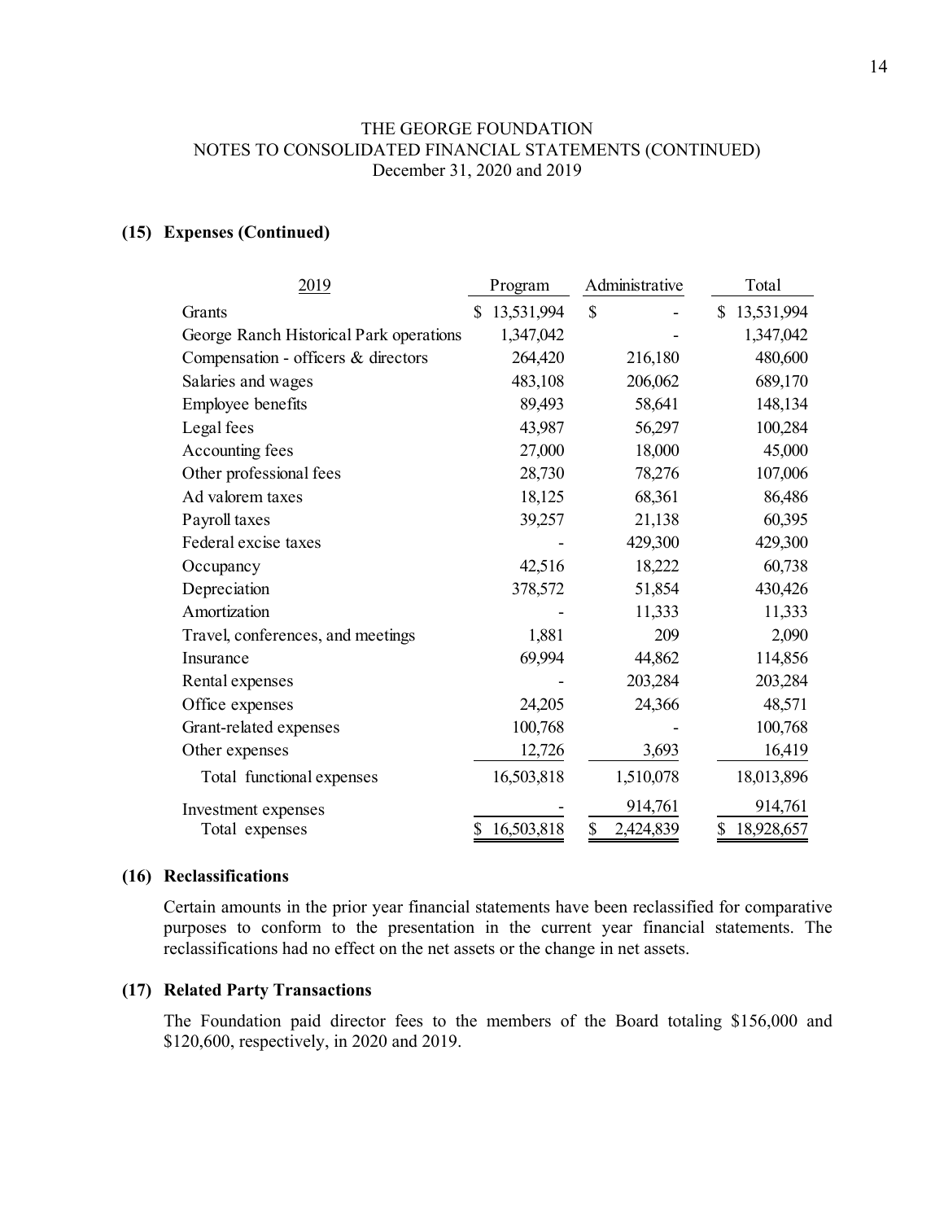THE GEORGE FOUNDATION
NOTES TO CONSOLIDATED FINANCIAL STATEMENTS (CONTINUED)
December 31, 2020 and 2019

**(15) Expenses (Continued)**

| 2019 | Program | Administrative | Total |
|---|---|---|---|
| Grants | $ 13,531,994 | $ - | $ 13,531,994 |
| George Ranch Historical Park operations | 1,347,042 | - | 1,347,042 |
| Compensation - officers & directors | 264,420 | 216,180 | 480,600 |
| Salaries and wages | 483,108 | 206,062 | 689,170 |
| Employee benefits | 89,493 | 58,641 | 148,134 |
| Legal fees | 43,987 | 56,297 | 100,284 |
| Accounting fees | 27,000 | 18,000 | 45,000 |
| Other professional fees | 28,730 | 78,276 | 107,006 |
| Ad valorem taxes | 18,125 | 68,361 | 86,486 |
| Payroll taxes | 39,257 | 21,138 | 60,395 |
| Federal excise taxes | - | 429,300 | 429,300 |
| Occupancy | 42,516 | 18,222 | 60,738 |
| Depreciation | 378,572 | 51,854 | 430,426 |
| Amortization | - | 11,333 | 11,333 |
| Travel, conferences, and meetings | 1,881 | 209 | 2,090 |
| Insurance | 69,994 | 44,862 | 114,856 |
| Rental expenses | - | 203,284 | 203,284 |
| Office expenses | 24,205 | 24,366 | 48,571 |
| Grant-related expenses | 100,768 | - | 100,768 |
| Other expenses | 12,726 | 3,693 | 16,419 |
| Total functional expenses | 16,503,818 | 1,510,078 | 18,013,896 |
| Investment expenses | - | 914,761 | 914,761 |
| Total expenses | $ 16,503,818 | $ 2,424,839 | $ 18,928,657 |

**(16) Reclassifications**

Certain amounts in the prior year financial statements have been reclassified for comparative purposes to conform to the presentation in the current year financial statements. The reclassifications had no effect on the net assets or the change in net assets.

**(17) Related Party Transactions**

The Foundation paid director fees to the members of the Board totaling $156,000 and $120,600, respectively, in 2020 and 2019.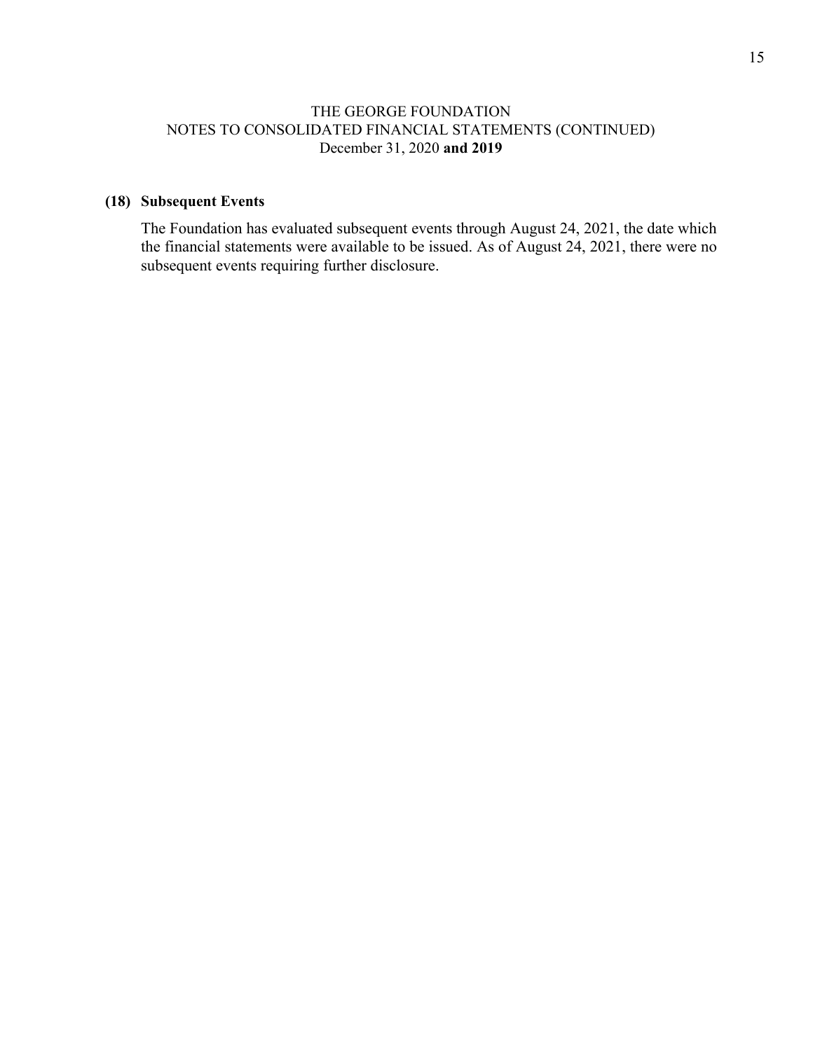### (18) Subsequent Events

The Foundation has evaluated subsequent events through August 24, 2021, the date which the financial statements were available to be issued. As of August 24, 2021, there were no subsequent events requiring further disclosure.